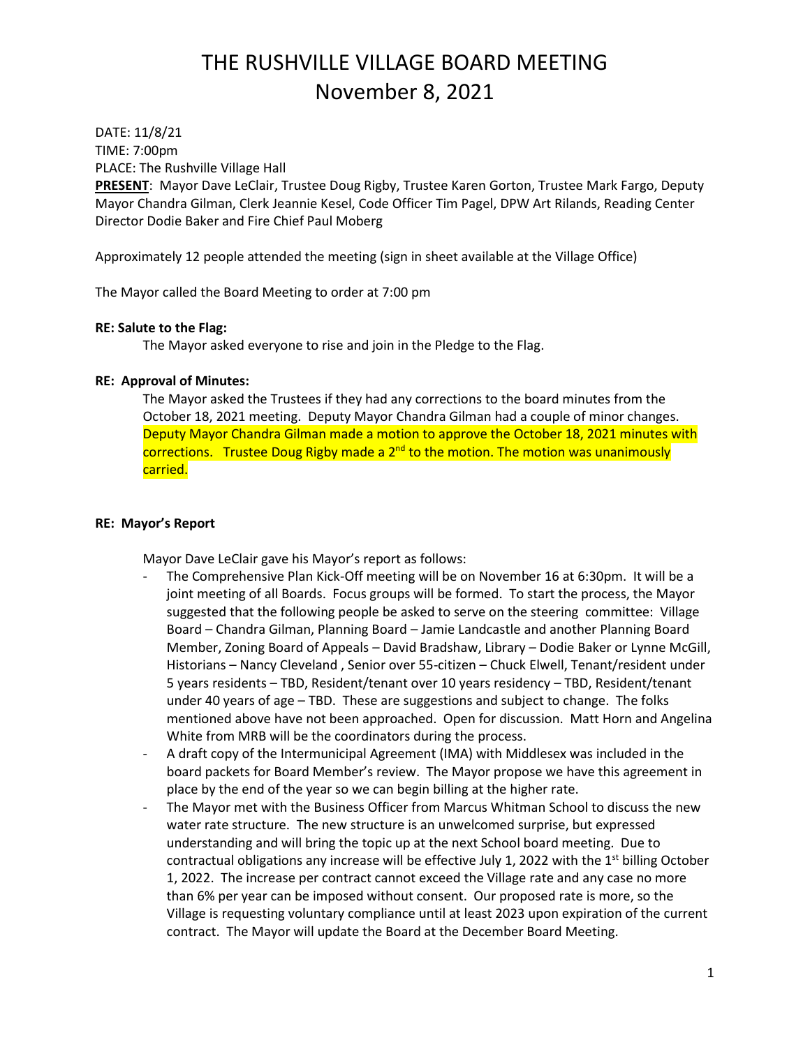# THE RUSHVILLE VILLAGE BOARD MEETING
# November 8, 2021

DATE: 11/8/21
TIME: 7:00pm
PLACE: The Rushville Village Hall
**PRESENT**: Mayor Dave LeClair, Trustee Doug Rigby, Trustee Karen Gorton, Trustee Mark Fargo, Deputy Mayor Chandra Gilman, Clerk Jeannie Kesel, Code Officer Tim Pagel, DPW Art Rilands, Reading Center Director Dodie Baker and Fire Chief Paul Moberg

Approximately 12 people attended the meeting (sign in sheet available at the Village Office)

The Mayor called the Board Meeting to order at 7:00 pm

**RE: Salute to the Flag:**

The Mayor asked everyone to rise and join in the Pledge to the Flag.

**RE: Approval of Minutes:**

The Mayor asked the Trustees if they had any corrections to the board minutes from the October 18, 2021 meeting. Deputy Mayor Chandra Gilman had a couple of minor changes. Deputy Mayor Chandra Gilman made a motion to approve the October 18, 2021 minutes with corrections. Trustee Doug Rigby made a 2nd to the motion. The motion was unanimously carried.

**RE: Mayor's Report**

Mayor Dave LeClair gave his Mayor's report as follows:

- The Comprehensive Plan Kick-Off meeting will be on November 16 at 6:30pm. It will be a joint meeting of all Boards. Focus groups will be formed. To start the process, the Mayor suggested that the following people be asked to serve on the steering committee: Village Board – Chandra Gilman, Planning Board – Jamie Landcastle and another Planning Board Member, Zoning Board of Appeals – David Bradshaw, Library – Dodie Baker or Lynne McGill, Historians – Nancy Cleveland , Senior over 55-citizen – Chuck Elwell, Tenant/resident under 5 years residents – TBD, Resident/tenant over 10 years residency – TBD, Resident/tenant under 40 years of age – TBD. These are suggestions and subject to change. The folks mentioned above have not been approached. Open for discussion. Matt Horn and Angelina White from MRB will be the coordinators during the process.
- A draft copy of the Intermunicipal Agreement (IMA) with Middlesex was included in the board packets for Board Member's review. The Mayor propose we have this agreement in place by the end of the year so we can begin billing at the higher rate.
- The Mayor met with the Business Officer from Marcus Whitman School to discuss the new water rate structure. The new structure is an unwelcomed surprise, but expressed understanding and will bring the topic up at the next School board meeting. Due to contractual obligations any increase will be effective July 1, 2022 with the 1st billing October 1, 2022. The increase per contract cannot exceed the Village rate and any case no more than 6% per year can be imposed without consent. Our proposed rate is more, so the Village is requesting voluntary compliance until at least 2023 upon expiration of the current contract. The Mayor will update the Board at the December Board Meeting.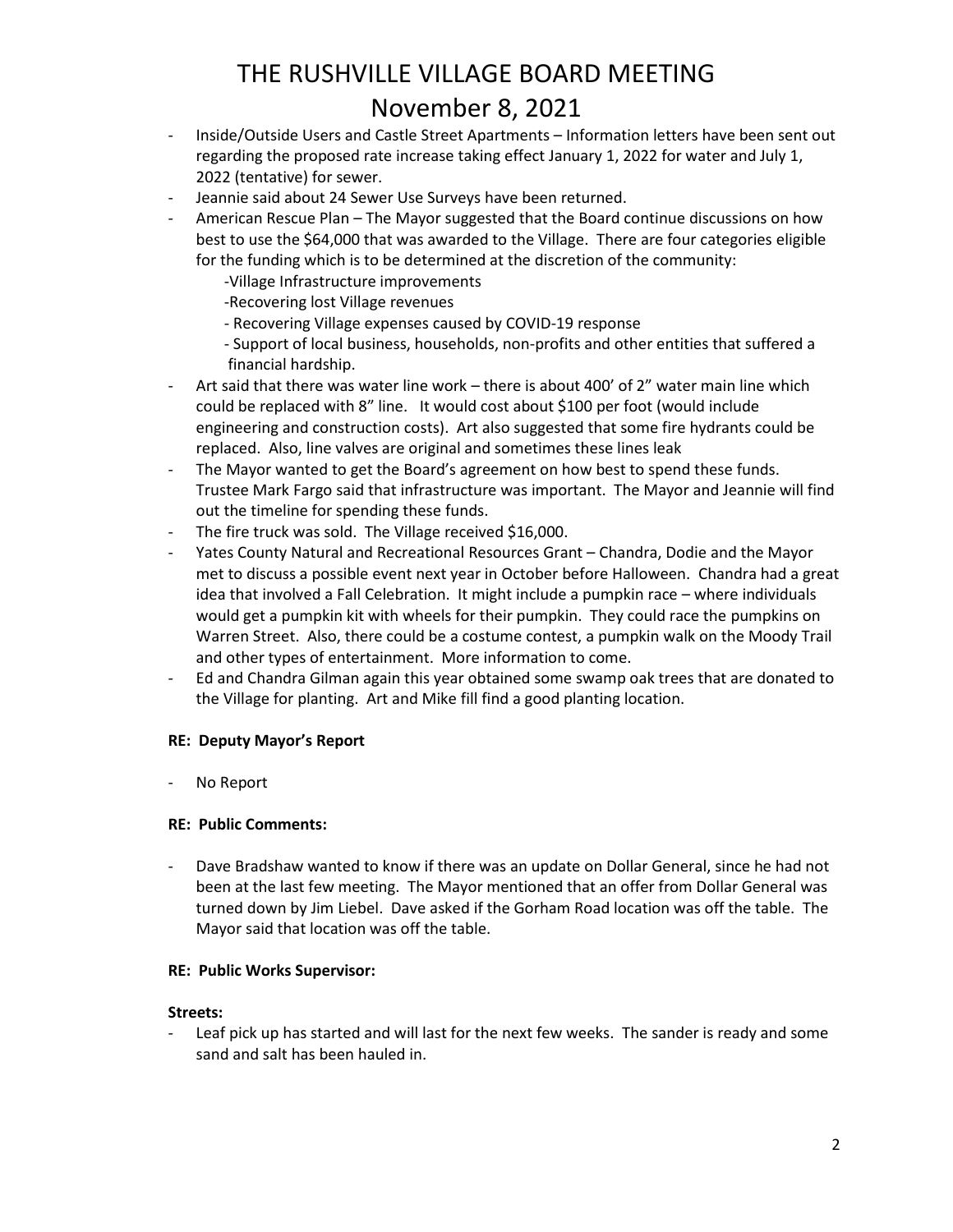# THE RUSHVILLE VILLAGE BOARD MEETING

## November 8, 2021

- Inside/Outside Users and Castle Street Apartments – Information letters have been sent out regarding the proposed rate increase taking effect January 1, 2022 for water and July 1, 2022 (tentative) for sewer.
- Jeannie said about 24 Sewer Use Surveys have been returned.
- American Rescue Plan – The Mayor suggested that the Board continue discussions on how best to use the $64,000 that was awarded to the Village. There are four categories eligible for the funding which is to be determined at the discretion of the community:
  - -Village Infrastructure improvements
  - -Recovering lost Village revenues
  - - Recovering Village expenses caused by COVID-19 response
  - - Support of local business, households, non-profits and other entities that suffered a financial hardship.
- Art said that there was water line work – there is about 400' of 2" water main line which could be replaced with 8" line. It would cost about $100 per foot (would include engineering and construction costs). Art also suggested that some fire hydrants could be replaced. Also, line valves are original and sometimes these lines leak
- The Mayor wanted to get the Board's agreement on how best to spend these funds. Trustee Mark Fargo said that infrastructure was important. The Mayor and Jeannie will find out the timeline for spending these funds.
- The fire truck was sold. The Village received $16,000.
- Yates County Natural and Recreational Resources Grant – Chandra, Dodie and the Mayor met to discuss a possible event next year in October before Halloween. Chandra had a great idea that involved a Fall Celebration. It might include a pumpkin race – where individuals would get a pumpkin kit with wheels for their pumpkin. They could race the pumpkins on Warren Street. Also, there could be a costume contest, a pumpkin walk on the Moody Trail and other types of entertainment. More information to come.
- Ed and Chandra Gilman again this year obtained some swamp oak trees that are donated to the Village for planting. Art and Mike fill find a good planting location.

**RE: Deputy Mayor's Report**

- No Report

**RE: Public Comments:**

- Dave Bradshaw wanted to know if there was an update on Dollar General, since he had not been at the last few meeting. The Mayor mentioned that an offer from Dollar General was turned down by Jim Liebel. Dave asked if the Gorham Road location was off the table. The Mayor said that location was off the table.

**RE: Public Works Supervisor:**

**Streets:**

- Leaf pick up has started and will last for the next few weeks. The sander is ready and some sand and salt has been hauled in.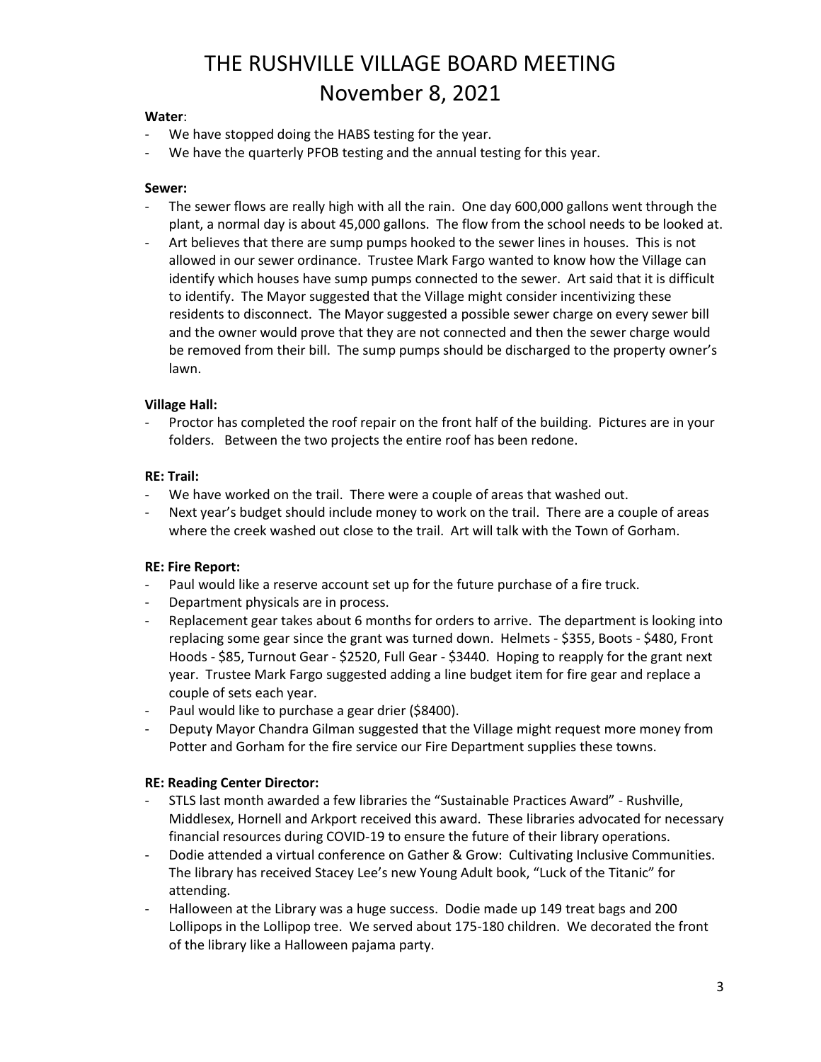# THE RUSHVILLE VILLAGE BOARD MEETING
# November 8, 2021

**Water**:

- We have stopped doing the HABS testing for the year.
- We have the quarterly PFOB testing and the annual testing for this year.

**Sewer:**

- The sewer flows are really high with all the rain. One day 600,000 gallons went through the plant, a normal day is about 45,000 gallons. The flow from the school needs to be looked at.
- Art believes that there are sump pumps hooked to the sewer lines in houses. This is not allowed in our sewer ordinance. Trustee Mark Fargo wanted to know how the Village can identify which houses have sump pumps connected to the sewer. Art said that it is difficult to identify. The Mayor suggested that the Village might consider incentivizing these residents to disconnect. The Mayor suggested a possible sewer charge on every sewer bill and the owner would prove that they are not connected and then the sewer charge would be removed from their bill. The sump pumps should be discharged to the property owner's lawn.

**Village Hall:**

- Proctor has completed the roof repair on the front half of the building. Pictures are in your folders. Between the two projects the entire roof has been redone.

**RE: Trail:**

- We have worked on the trail. There were a couple of areas that washed out.
- Next year's budget should include money to work on the trail. There are a couple of areas where the creek washed out close to the trail. Art will talk with the Town of Gorham.

**RE: Fire Report:**

- Paul would like a reserve account set up for the future purchase of a fire truck.
- Department physicals are in process.
- Replacement gear takes about 6 months for orders to arrive. The department is looking into replacing some gear since the grant was turned down. Helmets - $355, Boots - $480, Front Hoods - $85, Turnout Gear - $2520, Full Gear - $3440. Hoping to reapply for the grant next year. Trustee Mark Fargo suggested adding a line budget item for fire gear and replace a couple of sets each year.
- Paul would like to purchase a gear drier ($8400).
- Deputy Mayor Chandra Gilman suggested that the Village might request more money from Potter and Gorham for the fire service our Fire Department supplies these towns.

**RE: Reading Center Director:**

- STLS last month awarded a few libraries the "Sustainable Practices Award" - Rushville, Middlesex, Hornell and Arkport received this award. These libraries advocated for necessary financial resources during COVID-19 to ensure the future of their library operations.
- Dodie attended a virtual conference on Gather & Grow: Cultivating Inclusive Communities. The library has received Stacey Lee's new Young Adult book, "Luck of the Titanic" for attending.
- Halloween at the Library was a huge success. Dodie made up 149 treat bags and 200 Lollipops in the Lollipop tree. We served about 175-180 children. We decorated the front of the library like a Halloween pajama party.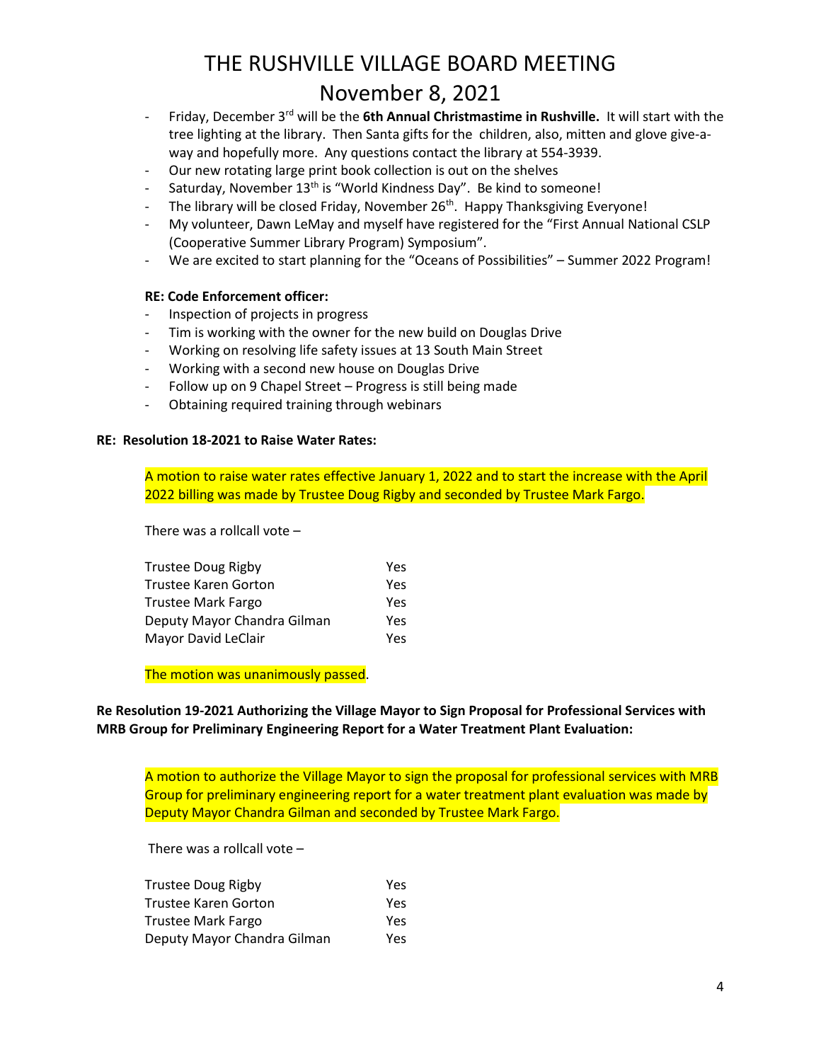- Friday, December 3rd will be the **6th Annual Christmastime in Rushville.** It will start with the tree lighting at the library. Then Santa gifts for the children, also, mitten and glove give-a-way and hopefully more. Any questions contact the library at 554-3939.
- Our new rotating large print book collection is out on the shelves
- Saturday, November 13th is "World Kindness Day". Be kind to someone!
- The library will be closed Friday, November 26th. Happy Thanksgiving Everyone!
- My volunteer, Dawn LeMay and myself have registered for the "First Annual National CSLP (Cooperative Summer Library Program) Symposium".
- We are excited to start planning for the "Oceans of Possibilities" – Summer 2022 Program!

**RE: Code Enforcement officer:**

- Inspection of projects in progress
- Tim is working with the owner for the new build on Douglas Drive
- Working on resolving life safety issues at 13 South Main Street
- Working with a second new house on Douglas Drive
- Follow up on 9 Chapel Street – Progress is still being made
- Obtaining required training through webinars

**RE: Resolution 18-2021 to Raise Water Rates:**

A motion to raise water rates effective January 1, 2022 and to start the increase with the April 2022 billing was made by Trustee Doug Rigby and seconded by Trustee Mark Fargo.

There was a rollcall vote –

| | |
|---|---|
| Trustee Doug Rigby | Yes |
| Trustee Karen Gorton | Yes |
| Trustee Mark Fargo | Yes |
| Deputy Mayor Chandra Gilman | Yes |
| Mayor David LeClair | Yes |

The motion was unanimously passed.

**Re Resolution 19-2021 Authorizing the Village Mayor to Sign Proposal for Professional Services with MRB Group for Preliminary Engineering Report for a Water Treatment Plant Evaluation:**

A motion to authorize the Village Mayor to sign the proposal for professional services with MRB Group for preliminary engineering report for a water treatment plant evaluation was made by Deputy Mayor Chandra Gilman and seconded by Trustee Mark Fargo.

There was a rollcall vote –

| | |
|---|---|
| Trustee Doug Rigby | Yes |
| Trustee Karen Gorton | Yes |
| Trustee Mark Fargo | Yes |
| Deputy Mayor Chandra Gilman | Yes |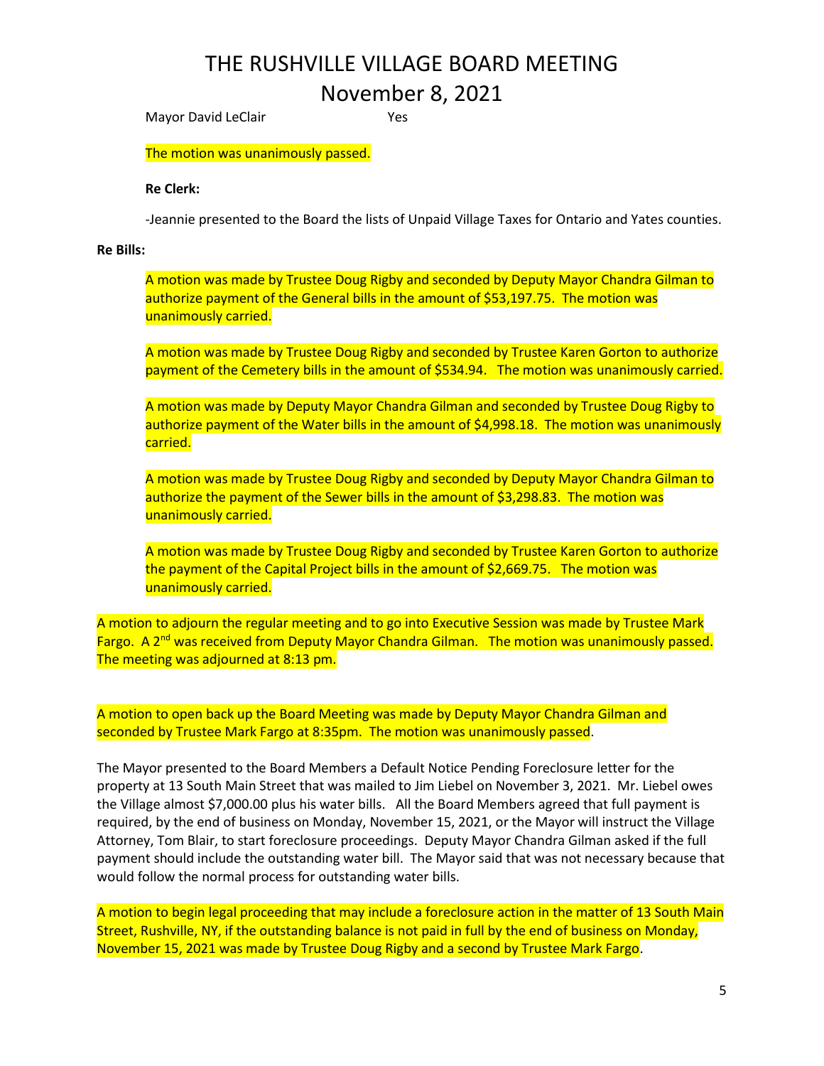Mayor David LeClair Yes

The motion was unanimously passed.

**Re Clerk:**

-Jeannie presented to the Board the lists of Unpaid Village Taxes for Ontario and Yates counties.

**Re Bills:**

A motion was made by Trustee Doug Rigby and seconded by Deputy Mayor Chandra Gilman to authorize payment of the General bills in the amount of $53,197.75. The motion was unanimously carried.

A motion was made by Trustee Doug Rigby and seconded by Trustee Karen Gorton to authorize payment of the Cemetery bills in the amount of $534.94. The motion was unanimously carried.

A motion was made by Deputy Mayor Chandra Gilman and seconded by Trustee Doug Rigby to authorize payment of the Water bills in the amount of $4,998.18. The motion was unanimously carried.

A motion was made by Trustee Doug Rigby and seconded by Deputy Mayor Chandra Gilman to authorize the payment of the Sewer bills in the amount of $3,298.83. The motion was unanimously carried.

A motion was made by Trustee Doug Rigby and seconded by Trustee Karen Gorton to authorize the payment of the Capital Project bills in the amount of $2,669.75. The motion was unanimously carried.

A motion to adjourn the regular meeting and to go into Executive Session was made by Trustee Mark Fargo. A 2nd was received from Deputy Mayor Chandra Gilman. The motion was unanimously passed. The meeting was adjourned at 8:13 pm.

A motion to open back up the Board Meeting was made by Deputy Mayor Chandra Gilman and seconded by Trustee Mark Fargo at 8:35pm. The motion was unanimously passed.

The Mayor presented to the Board Members a Default Notice Pending Foreclosure letter for the property at 13 South Main Street that was mailed to Jim Liebel on November 3, 2021. Mr. Liebel owes the Village almost $7,000.00 plus his water bills. All the Board Members agreed that full payment is required, by the end of business on Monday, November 15, 2021, or the Mayor will instruct the Village Attorney, Tom Blair, to start foreclosure proceedings. Deputy Mayor Chandra Gilman asked if the full payment should include the outstanding water bill. The Mayor said that was not necessary because that would follow the normal process for outstanding water bills.

A motion to begin legal proceeding that may include a foreclosure action in the matter of 13 South Main Street, Rushville, NY, if the outstanding balance is not paid in full by the end of business on Monday, November 15, 2021 was made by Trustee Doug Rigby and a second by Trustee Mark Fargo.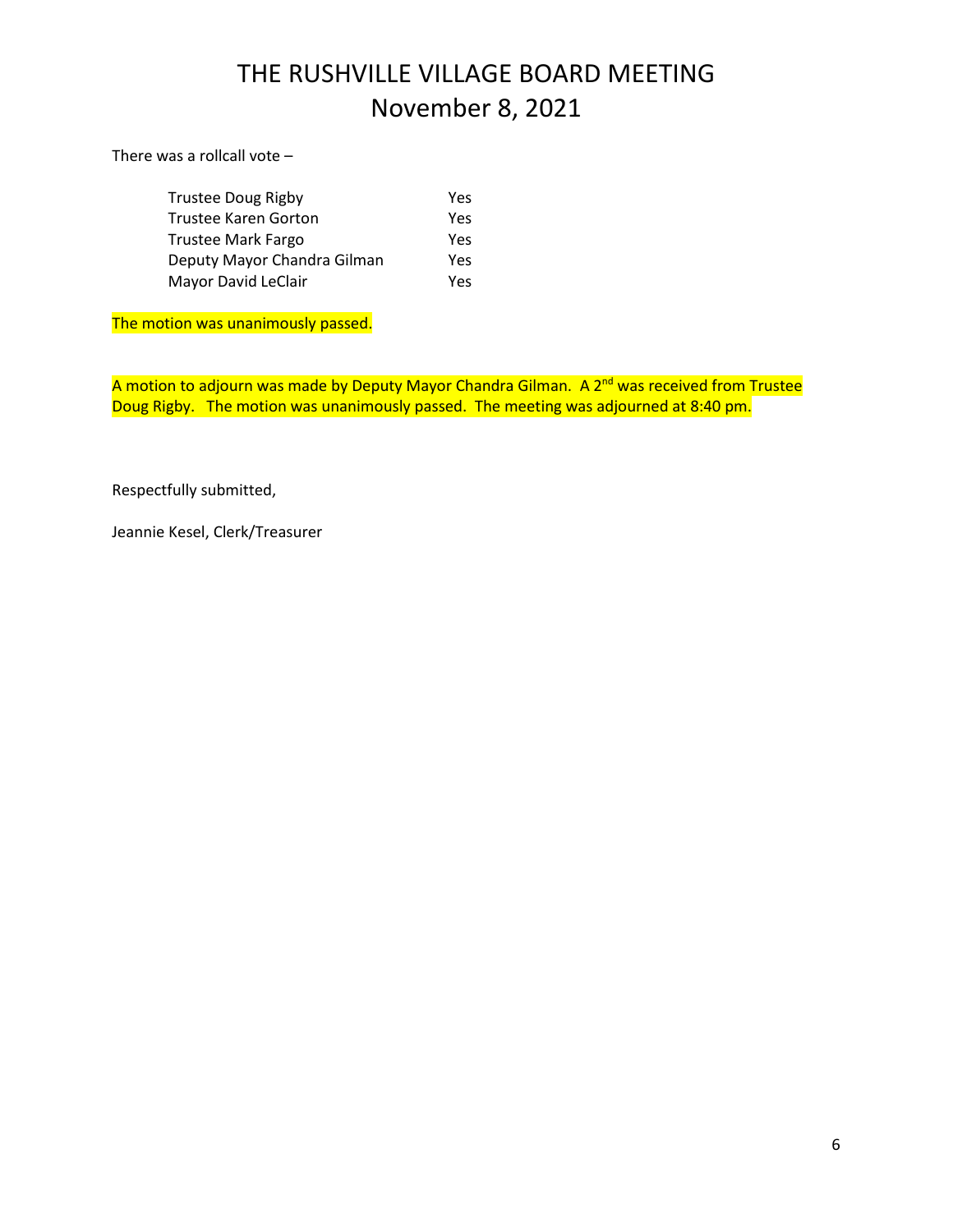# THE RUSHVILLE VILLAGE BOARD MEETING
# November 8, 2021

There was a rollcall vote –

| | |
|---|---|
| Trustee Doug Rigby | Yes |
| Trustee Karen Gorton | Yes |
| Trustee Mark Fargo | Yes |
| Deputy Mayor Chandra Gilman | Yes |
| Mayor David LeClair | Yes |

The motion was unanimously passed.

A motion to adjourn was made by Deputy Mayor Chandra Gilman. A 2nd was received from Trustee Doug Rigby. The motion was unanimously passed. The meeting was adjourned at 8:40 pm.

Respectfully submitted,

Jeannie Kesel, Clerk/Treasurer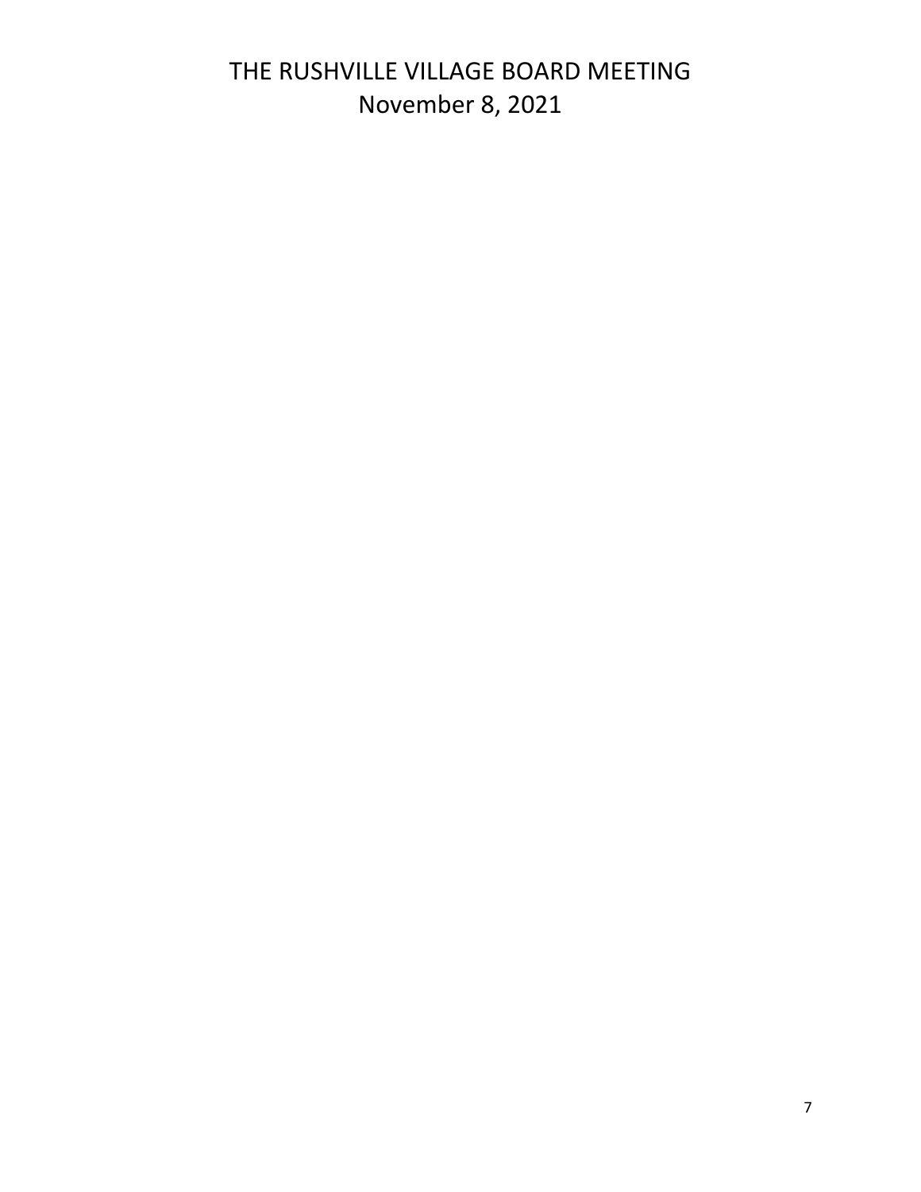THE RUSHVILLE VILLAGE BOARD MEETING
November 8, 2021